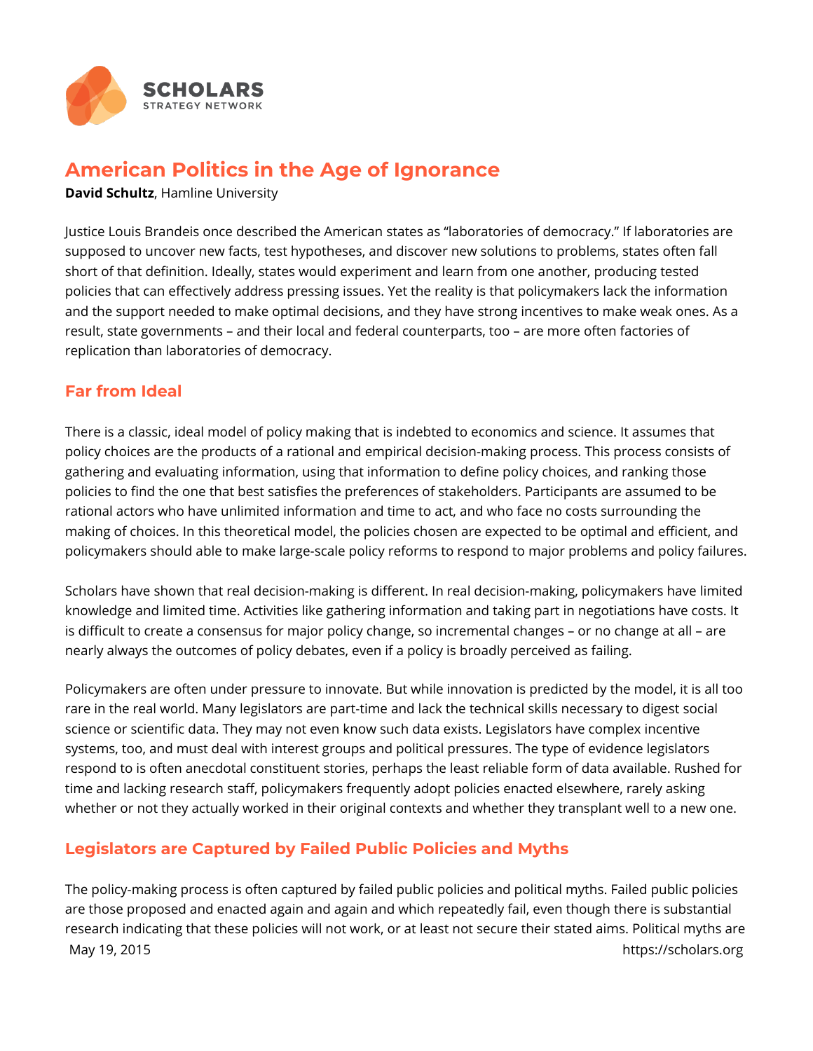# American Politics in the Age of Ignorance

**David Schultz**, Hamline University

Justice Louis Brandeis once described the American states as "laboratories of democracy." If laboratories are supposed to uncover new facts, test hypotheses, and discover new solutions to problems, states often fall short of that definition. Ideally, states would experiment and learn from one another, producing tested policies that can effectively address pressing issues. Yet the reality is that policymakers lack the information and the support needed to make optimal decisions, and they have strong incentives to make weak ones. As a result, state governments – and their local and federal counterparts, too – are more often factories of replication than laboratories of democracy.

## Far from Ideal

There is a classic, ideal model of policy making that is indebted to economics and science. It assumes that policy choices are the products of a rational and empirical decision-making process. This process consists of gathering and evaluating information, using that information to define policy choices, and ranking those policies to find the one that best satisfies the preferences of stakeholders. Participants are assumed to be rational actors who have unlimited information and time to act, and who face no costs surrounding the making of choices. In this theoretical model, the policies chosen are expected to be optimal and efficient, and policymakers should able to make large-scale policy reforms to respond to major problems and policy failures.

Scholars have shown that real decision-making is different. In real decision-making, policymakers have limited knowledge and limited time. Activities like gathering information and taking part in negotiations have costs. It is difficult to create a consensus for major policy change, so incremental changes – or no change at all – are nearly always the outcomes of policy debates, even if a policy is broadly perceived as failing.

Policymakers are often under pressure to innovate. But while innovation is predicted by the model, it is all too rare in the real world. Many legislators are part-time and lack the technical skills necessary to digest social science or scientific data. They may not even know such data exists. Legislators have complex incentive systems, too, and must deal with interest groups and political pressures. The type of evidence legislators respond to is often anecdotal constituent stories, perhaps the least reliable form of data available. Rushed for time and lacking research staff, policymakers frequently adopt policies enacted elsewhere, rarely asking whether or not they actually worked in their original contexts and whether they transplant well to a new one.

## Legislators are Captured by Failed Public Policies and Myths

The policy-making process is often captured by failed public policies and political myths. Failed public policies are those proposed and enacted again and again and which repeatedly fail, even though there is substantial research indicating that these policies will not work, or at least not secure their stated aims. Political myths are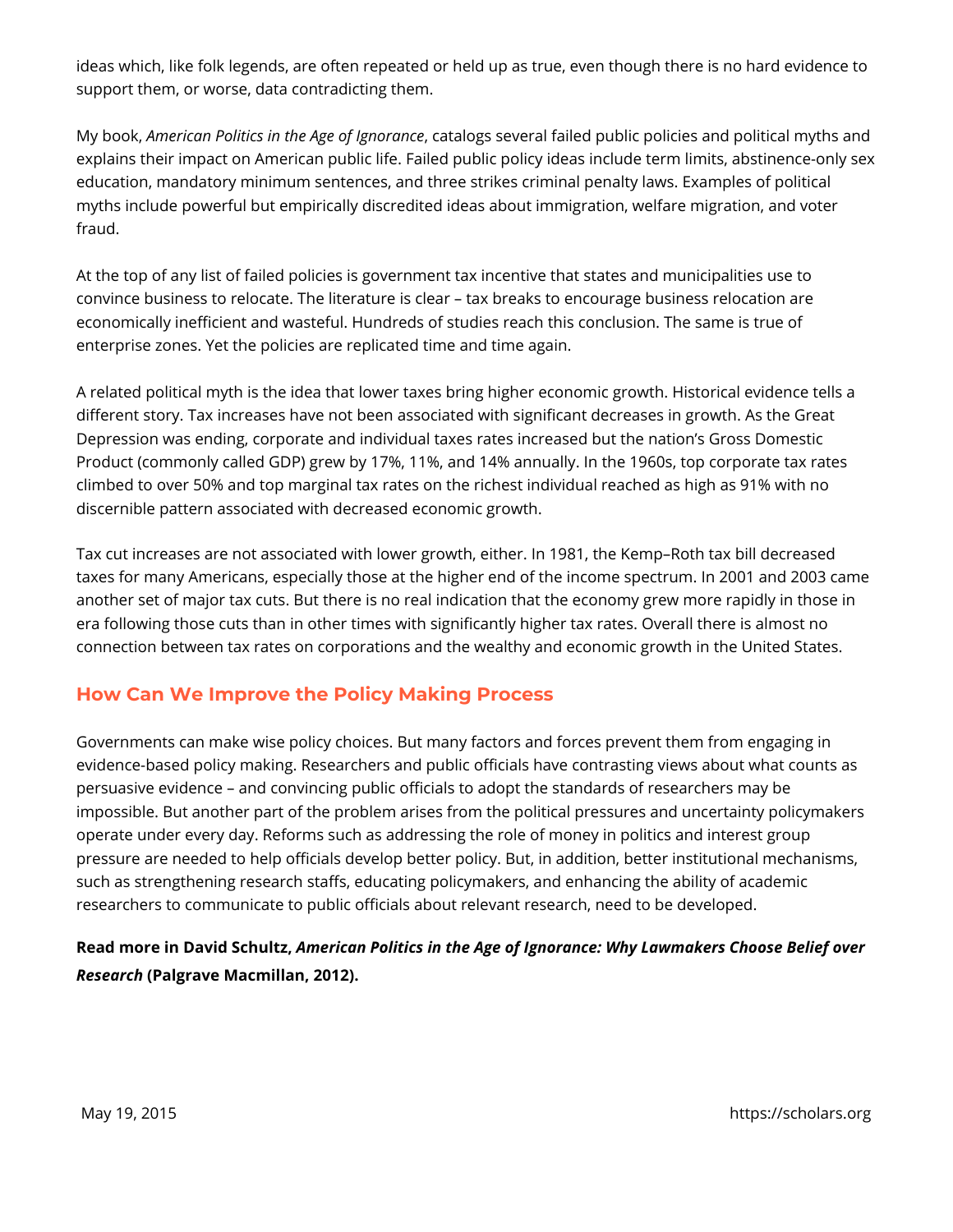ideas which, like folk legends, are often repeated or held up as true, even though there is no hard evidence to support them, or worse, data contradicting them.

My book, *American Politics in the Age of Ignorance*, catalogs several failed public policies and political myths and explains their impact on American public life. Failed public policy ideas include term limits, abstinence-only sex education, mandatory minimum sentences, and three strikes criminal penalty laws. Examples of political myths include powerful but empirically discredited ideas about immigration, welfare migration, and voter fraud.

At the top of any list of failed policies is government tax incentive that states and municipalities use to convince business to relocate. The literature is clear – tax breaks to encourage business relocation are economically inefficient and wasteful. Hundreds of studies reach this conclusion. The same is true of enterprise zones. Yet the policies are replicated time and time again.

A related political myth is the idea that lower taxes bring higher economic growth. Historical evidence tells a different story. Tax increases have not been associated with significant decreases in growth. As the Great Depression was ending, corporate and individual taxes rates increased but the nation's Gross Domestic Product (commonly called GDP) grew by 17%, 11%, and 14% annually. In the 1960s, top corporate tax rates climbed to over 50% and top marginal tax rates on the richest individual reached as high as 91% with no discernible pattern associated with decreased economic growth.

Tax cut increases are not associated with lower growth, either. In 1981, the Kemp–Roth tax bill decreased taxes for many Americans, especially those at the higher end of the income spectrum. In 2001 and 2003 came another set of major tax cuts. But there is no real indication that the economy grew more rapidly in those in era following those cuts than in other times with significantly higher tax rates. Overall there is almost no connection between tax rates on corporations and the wealthy and economic growth in the United States.

## How Can We Improve the Policy Making Process

Governments can make wise policy choices. But many factors and forces prevent them from engaging in evidence-based policy making. Researchers and public officials have contrasting views about what counts as persuasive evidence – and convincing public officials to adopt the standards of researchers may be impossible. But another part of the problem arises from the political pressures and uncertainty policymakers operate under every day. Reforms such as addressing the role of money in politics and interest group pressure are needed to help officials develop better policy. But, in addition, better institutional mechanisms, such as strengthening research staffs, educating policymakers, and enhancing the ability of academic researchers to communicate to public officials about relevant research, need to be developed.

**Read more in David Schultz, *American Politics in the Age of Ignorance: Why Lawmakers Choose Belief over Research* (Palgrave Macmillan, 2012).**